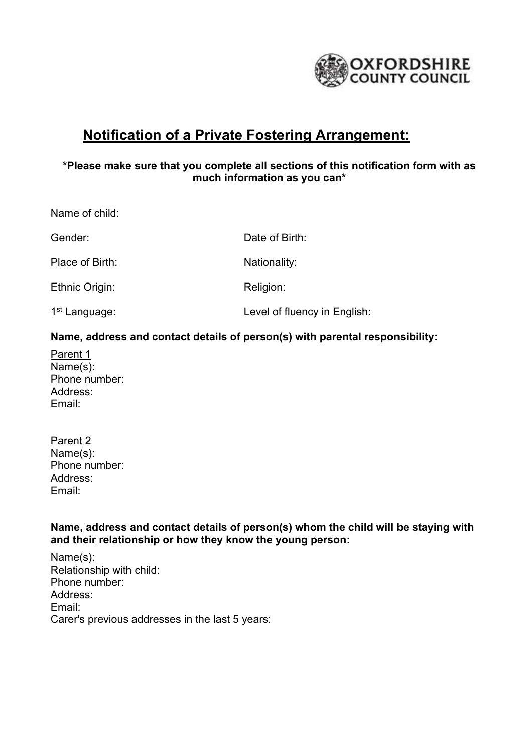OXFORDSHIRE COUNTY COUNCIL

# Notification of a Private Fostering Arrangement:

**\*Please make sure that you complete all sections of this notification form with as much information as you can\***

Name of child:

Gender: Date of Birth:

Place of Birth: Nationality:

Ethnic Origin: Religion:

1st Language: Level of fluency in English:

**Name, address and contact details of person(s) with parental responsibility:**

Parent 1
Name(s):
Phone number:
Address:
Email:

Parent 2
Name(s):
Phone number:
Address:
Email:

**Name, address and contact details of person(s) whom the child will be staying with and their relationship or how they know the young person:**

Name(s):
Relationship with child:
Phone number:
Address:
Email:
Carer's previous addresses in the last 5 years: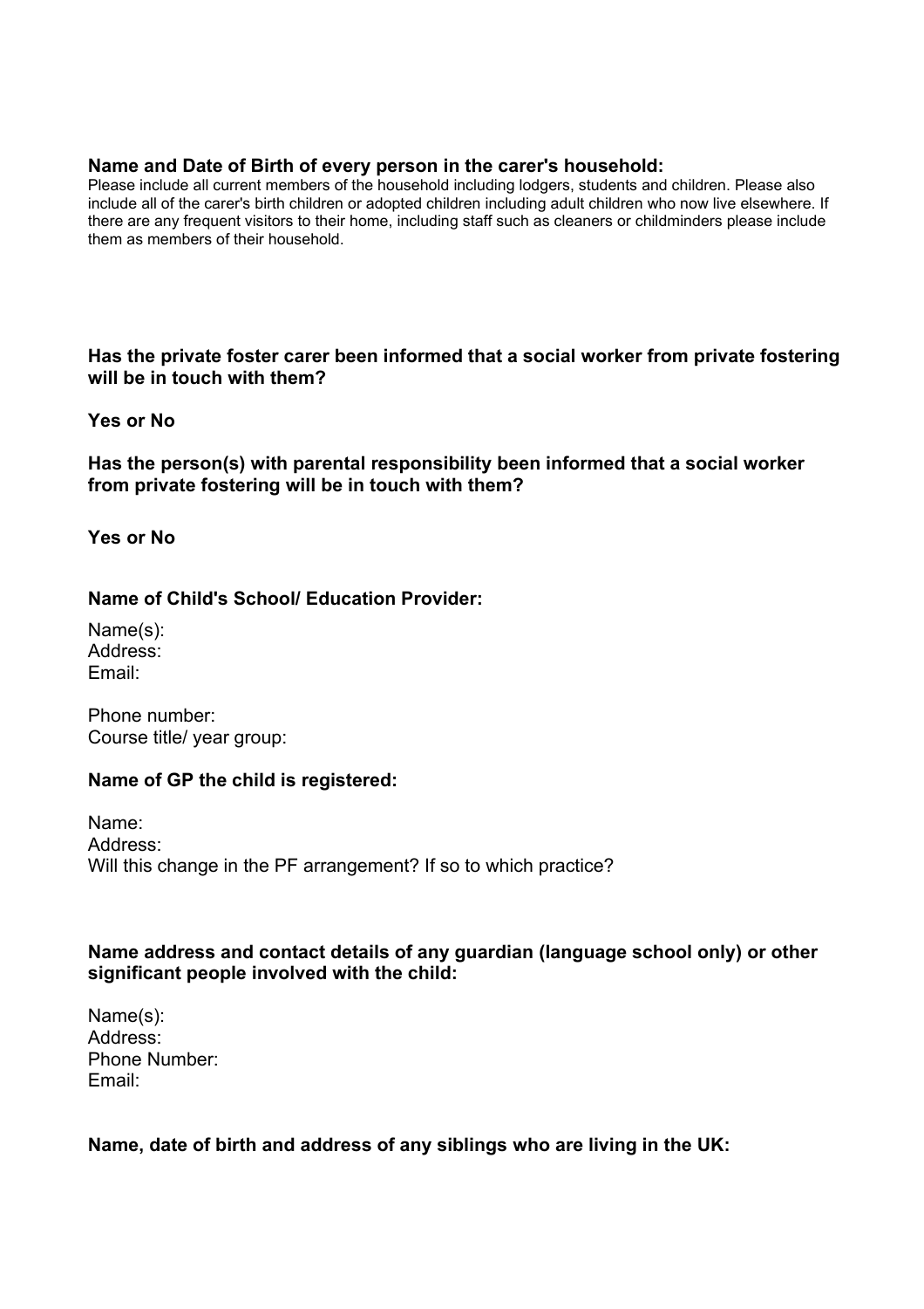**Name and Date of Birth of every person in the carer's household:**

Please include all current members of the household including lodgers, students and children. Please also include all of the carer's birth children or adopted children including adult children who now live elsewhere. If there are any frequent visitors to their home, including staff such as cleaners or childminders please include them as members of their household.

**Has the private foster carer been informed that a social worker from private fostering will be in touch with them?**

**Yes or No**

**Has the person(s) with parental responsibility been informed that a social worker from private fostering will be in touch with them?**

**Yes or No**

**Name of Child's School/ Education Provider:**

Name(s):
Address:
Email:

Phone number:
Course title/ year group:

**Name of GP the child is registered:**

Name:
Address:
Will this change in the PF arrangement? If so to which practice?

**Name address and contact details of any guardian (language school only) or other significant people involved with the child:**

Name(s):
Address:
Phone Number:
Email:

**Name, date of birth and address of any siblings who are living in the UK:**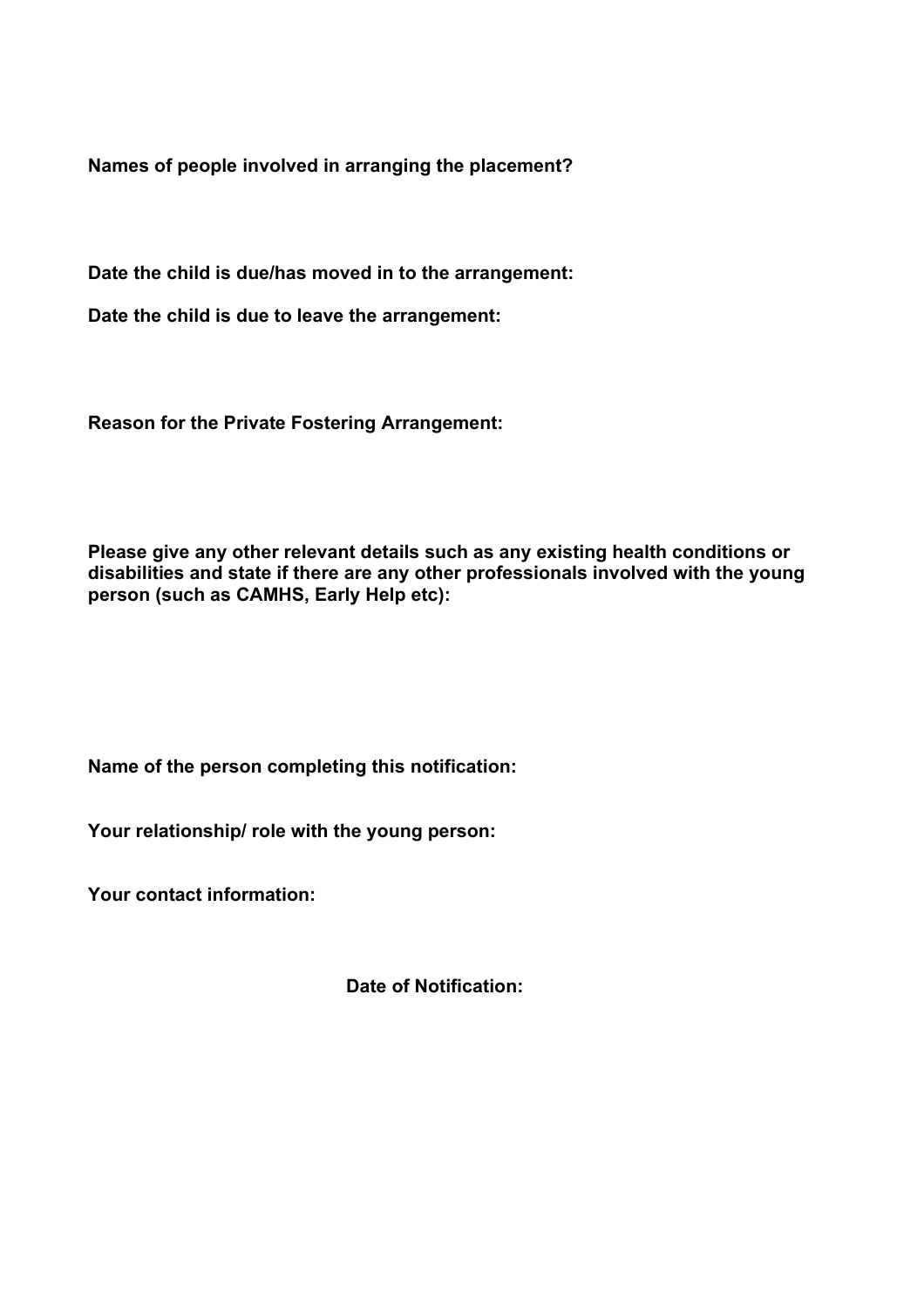**Names of people involved in arranging the placement?**

**Date the child is due/has moved in to the arrangement:**

**Date the child is due to leave the arrangement:**

**Reason for the Private Fostering Arrangement:**

**Please give any other relevant details such as any existing health conditions or disabilities and state if there are any other professionals involved with the young person (such as CAMHS, Early Help etc):**

**Name of the person completing this notification:**

**Your relationship/ role with the young person:**

**Your contact information:**

**Date of Notification:**